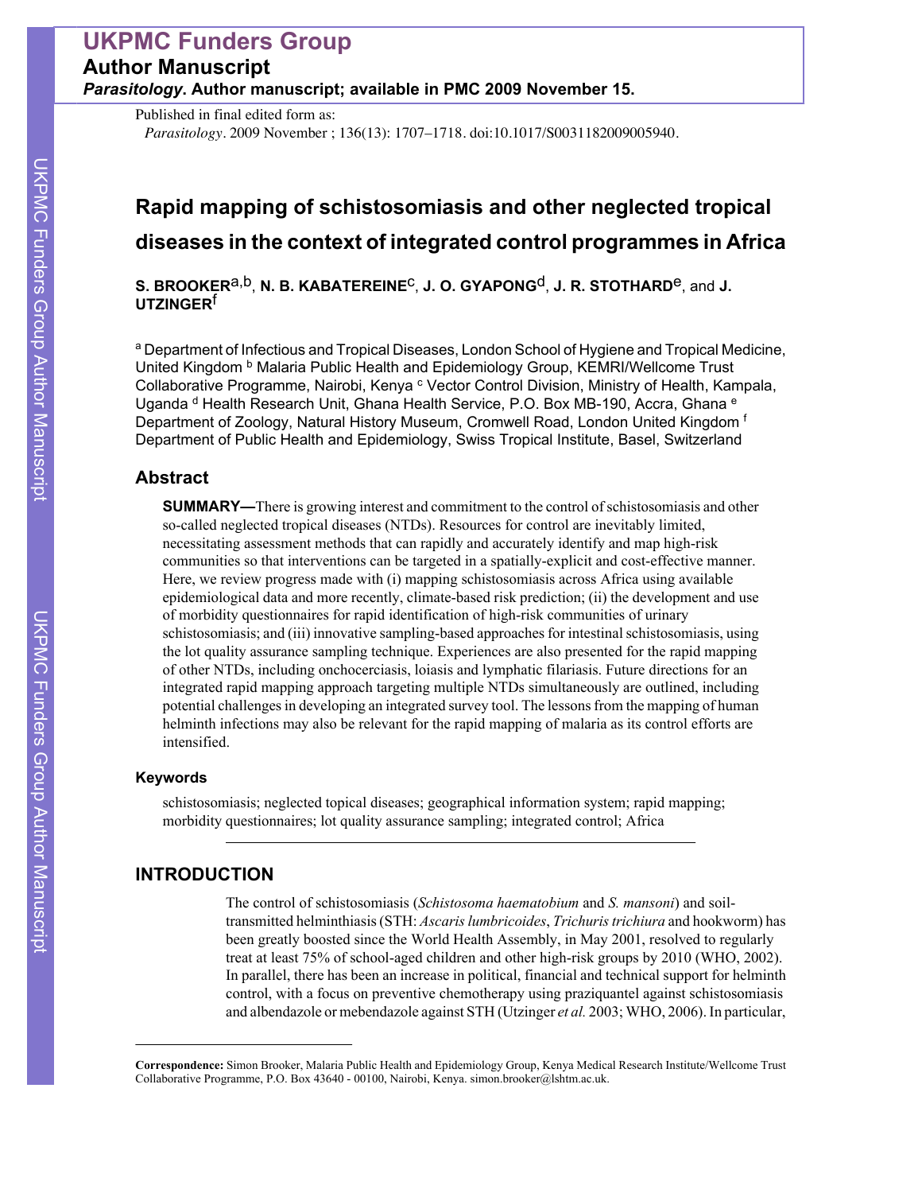UKPMC Funders Group
Author Manuscript
*Parasitology*. Author manuscript; available in PMC 2009 November 15.

Published in final edited form as:
*Parasitology*. 2009 November ; 136(13): 1707–1718. doi:10.1017/S0031182009005940.

# Rapid mapping of schistosomiasis and other neglected tropical diseases in the context of integrated control programmes in Africa

**S. BROOKER**[a,b], **N. B. KABATEREINE**[c], **J. O. GYAPONG**[d], **J. R. STOTHARD**[e], and **J. UTZINGER**[f]

[a] Department of Infectious and Tropical Diseases, London School of Hygiene and Tropical Medicine, United Kingdom [b] Malaria Public Health and Epidemiology Group, KEMRI/Wellcome Trust Collaborative Programme, Nairobi, Kenya [c] Vector Control Division, Ministry of Health, Kampala, Uganda [d] Health Research Unit, Ghana Health Service, P.O. Box MB-190, Accra, Ghana [e] Department of Zoology, Natural History Museum, Cromwell Road, London United Kingdom [f] Department of Public Health and Epidemiology, Swiss Tropical Institute, Basel, Switzerland

## Abstract

**SUMMARY—**There is growing interest and commitment to the control of schistosomiasis and other so-called neglected tropical diseases (NTDs). Resources for control are inevitably limited, necessitating assessment methods that can rapidly and accurately identify and map high-risk communities so that interventions can be targeted in a spatially-explicit and cost-effective manner. Here, we review progress made with (i) mapping schistosomiasis across Africa using available epidemiological data and more recently, climate-based risk prediction; (ii) the development and use of morbidity questionnaires for rapid identification of high-risk communities of urinary schistosomiasis; and (iii) innovative sampling-based approaches for intestinal schistosomiasis, using the lot quality assurance sampling technique. Experiences are also presented for the rapid mapping of other NTDs, including onchocerciasis, loiasis and lymphatic filariasis. Future directions for an integrated rapid mapping approach targeting multiple NTDs simultaneously are outlined, including potential challenges in developing an integrated survey tool. The lessons from the mapping of human helminth infections may also be relevant for the rapid mapping of malaria as its control efforts are intensified.

### Keywords

schistosomiasis; neglected topical diseases; geographical information system; rapid mapping; morbidity questionnaires; lot quality assurance sampling; integrated control; Africa

## INTRODUCTION

The control of schistosomiasis (*Schistosoma haematobium* and *S. mansoni*) and soil-transmitted helminthiasis (STH: *Ascaris lumbricoides*, *Trichuris trichiura* and hookworm) has been greatly boosted since the World Health Assembly, in May 2001, resolved to regularly treat at least 75% of school-aged children and other high-risk groups by 2010 (WHO, 2002). In parallel, there has been an increase in political, financial and technical support for helminth control, with a focus on preventive chemotherapy using praziquantel against schistosomiasis and albendazole or mebendazole against STH (Utzinger *et al.* 2003; WHO, 2006). In particular,

**Correspondence:** Simon Brooker, Malaria Public Health and Epidemiology Group, Kenya Medical Research Institute/Wellcome Trust Collaborative Programme, P.O. Box 43640 - 00100, Nairobi, Kenya. simon.brooker@lshtm.ac.uk.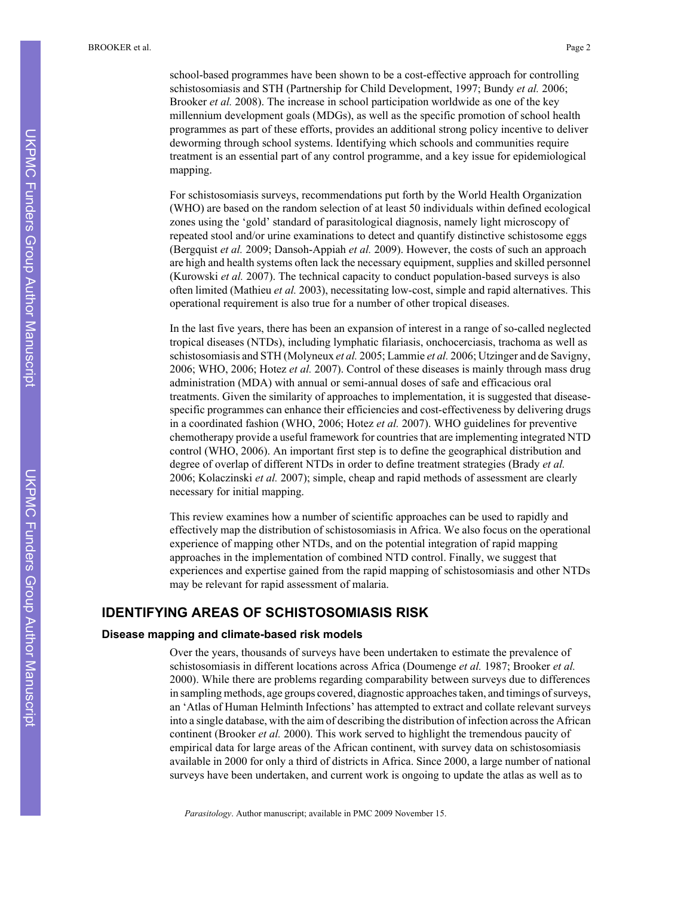school-based programmes have been shown to be a cost-effective approach for controlling schistosomiasis and STH (Partnership for Child Development, 1997; Bundy *et al.* 2006; Brooker *et al.* 2008). The increase in school participation worldwide as one of the key millennium development goals (MDGs), as well as the specific promotion of school health programmes as part of these efforts, provides an additional strong policy incentive to deliver deworming through school systems. Identifying which schools and communities require treatment is an essential part of any control programme, and a key issue for epidemiological mapping.

For schistosomiasis surveys, recommendations put forth by the World Health Organization (WHO) are based on the random selection of at least 50 individuals within defined ecological zones using the 'gold' standard of parasitological diagnosis, namely light microscopy of repeated stool and/or urine examinations to detect and quantify distinctive schistosome eggs (Bergquist *et al.* 2009; Dansoh-Appiah *et al.* 2009). However, the costs of such an approach are high and health systems often lack the necessary equipment, supplies and skilled personnel (Kurowski *et al.* 2007). The technical capacity to conduct population-based surveys is also often limited (Mathieu *et al.* 2003), necessitating low-cost, simple and rapid alternatives. This operational requirement is also true for a number of other tropical diseases.

In the last five years, there has been an expansion of interest in a range of so-called neglected tropical diseases (NTDs), including lymphatic filariasis, onchocerciasis, trachoma as well as schistosomiasis and STH (Molyneux *et al.* 2005; Lammie *et al.* 2006; Utzinger and de Savigny, 2006; WHO, 2006; Hotez *et al.* 2007). Control of these diseases is mainly through mass drug administration (MDA) with annual or semi-annual doses of safe and efficacious oral treatments. Given the similarity of approaches to implementation, it is suggested that disease-specific programmes can enhance their efficiencies and cost-effectiveness by delivering drugs in a coordinated fashion (WHO, 2006; Hotez *et al.* 2007). WHO guidelines for preventive chemotherapy provide a useful framework for countries that are implementing integrated NTD control (WHO, 2006). An important first step is to define the geographical distribution and degree of overlap of different NTDs in order to define treatment strategies (Brady *et al.* 2006; Kolaczinski *et al.* 2007); simple, cheap and rapid methods of assessment are clearly necessary for initial mapping.

This review examines how a number of scientific approaches can be used to rapidly and effectively map the distribution of schistosomiasis in Africa. We also focus on the operational experience of mapping other NTDs, and on the potential integration of rapid mapping approaches in the implementation of combined NTD control. Finally, we suggest that experiences and expertise gained from the rapid mapping of schistosomiasis and other NTDs may be relevant for rapid assessment of malaria.

## IDENTIFYING AREAS OF SCHISTOSOMIASIS RISK

### Disease mapping and climate-based risk models

Over the years, thousands of surveys have been undertaken to estimate the prevalence of schistosomiasis in different locations across Africa (Doumenge *et al.* 1987; Brooker *et al.* 2000). While there are problems regarding comparability between surveys due to differences in sampling methods, age groups covered, diagnostic approaches taken, and timings of surveys, an 'Atlas of Human Helminth Infections' has attempted to extract and collate relevant surveys into a single database, with the aim of describing the distribution of infection across the African continent (Brooker *et al.* 2000). This work served to highlight the tremendous paucity of empirical data for large areas of the African continent, with survey data on schistosomiasis available in 2000 for only a third of districts in Africa. Since 2000, a large number of national surveys have been undertaken, and current work is ongoing to update the atlas as well as to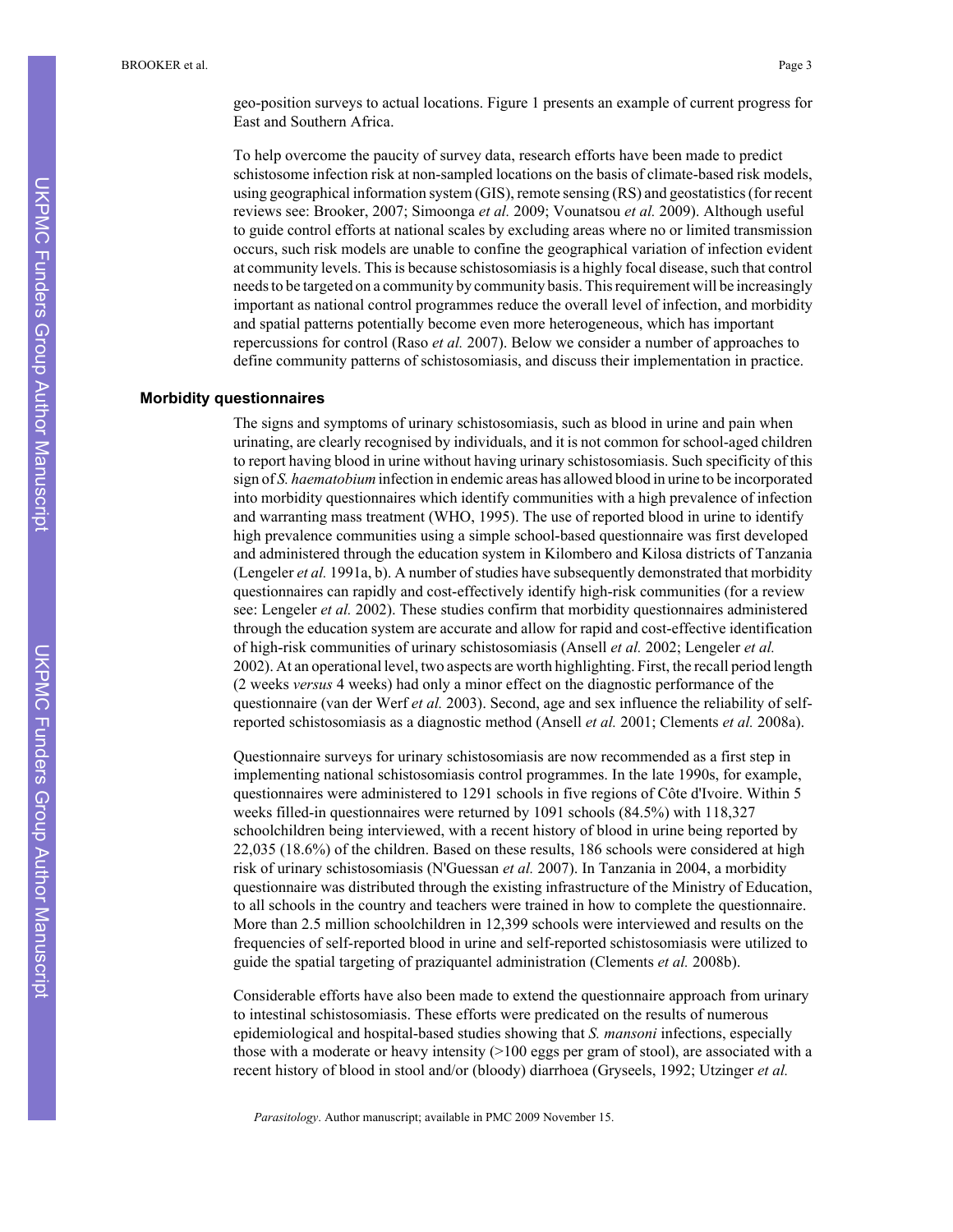geo-position surveys to actual locations. Figure 1 presents an example of current progress for East and Southern Africa.

To help overcome the paucity of survey data, research efforts have been made to predict schistosome infection risk at non-sampled locations on the basis of climate-based risk models, using geographical information system (GIS), remote sensing (RS) and geostatistics (for recent reviews see: Brooker, 2007; Simoonga *et al.* 2009; Vounatsou *et al.* 2009). Although useful to guide control efforts at national scales by excluding areas where no or limited transmission occurs, such risk models are unable to confine the geographical variation of infection evident at community levels. This is because schistosomiasis is a highly focal disease, such that control needs to be targeted on a community by community basis. This requirement will be increasingly important as national control programmes reduce the overall level of infection, and morbidity and spatial patterns potentially become even more heterogeneous, which has important repercussions for control (Raso *et al.* 2007). Below we consider a number of approaches to define community patterns of schistosomiasis, and discuss their implementation in practice.

### Morbidity questionnaires

The signs and symptoms of urinary schistosomiasis, such as blood in urine and pain when urinating, are clearly recognised by individuals, and it is not common for school-aged children to report having blood in urine without having urinary schistosomiasis. Such specificity of this sign of *S. haematobium* infection in endemic areas has allowed blood in urine to be incorporated into morbidity questionnaires which identify communities with a high prevalence of infection and warranting mass treatment (WHO, 1995). The use of reported blood in urine to identify high prevalence communities using a simple school-based questionnaire was first developed and administered through the education system in Kilombero and Kilosa districts of Tanzania (Lengeler *et al.* 1991a, b). A number of studies have subsequently demonstrated that morbidity questionnaires can rapidly and cost-effectively identify high-risk communities (for a review see: Lengeler *et al.* 2002). These studies confirm that morbidity questionnaires administered through the education system are accurate and allow for rapid and cost-effective identification of high-risk communities of urinary schistosomiasis (Ansell *et al.* 2002; Lengeler *et al.* 2002). At an operational level, two aspects are worth highlighting. First, the recall period length (2 weeks *versus* 4 weeks) had only a minor effect on the diagnostic performance of the questionnaire (van der Werf *et al.* 2003). Second, age and sex influence the reliability of self-reported schistosomiasis as a diagnostic method (Ansell *et al.* 2001; Clements *et al.* 2008a).

Questionnaire surveys for urinary schistosomiasis are now recommended as a first step in implementing national schistosomiasis control programmes. In the late 1990s, for example, questionnaires were administered to 1291 schools in five regions of Côte d'Ivoire. Within 5 weeks filled-in questionnaires were returned by 1091 schools (84.5%) with 118,327 schoolchildren being interviewed, with a recent history of blood in urine being reported by 22,035 (18.6%) of the children. Based on these results, 186 schools were considered at high risk of urinary schistosomiasis (N'Guessan *et al.* 2007). In Tanzania in 2004, a morbidity questionnaire was distributed through the existing infrastructure of the Ministry of Education, to all schools in the country and teachers were trained in how to complete the questionnaire. More than 2.5 million schoolchildren in 12,399 schools were interviewed and results on the frequencies of self-reported blood in urine and self-reported schistosomiasis were utilized to guide the spatial targeting of praziquantel administration (Clements *et al.* 2008b).

Considerable efforts have also been made to extend the questionnaire approach from urinary to intestinal schistosomiasis. These efforts were predicated on the results of numerous epidemiological and hospital-based studies showing that *S. mansoni* infections, especially those with a moderate or heavy intensity (>100 eggs per gram of stool), are associated with a recent history of blood in stool and/or (bloody) diarrhoea (Gryseels, 1992; Utzinger *et al.*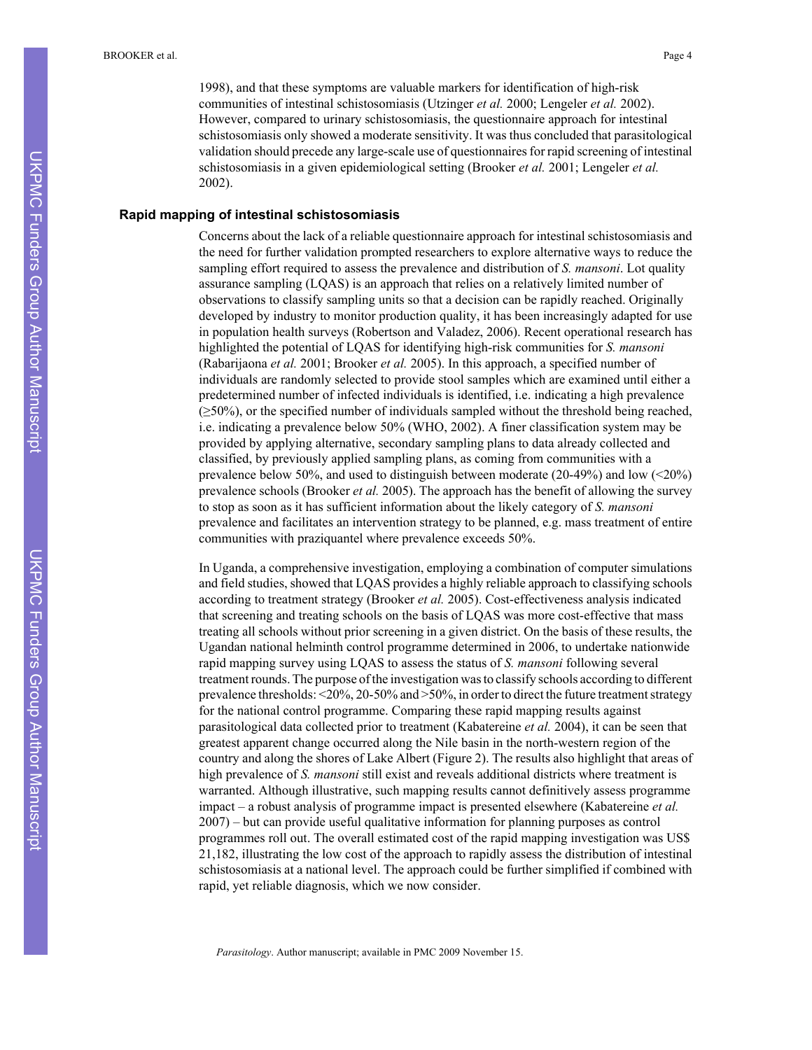1998), and that these symptoms are valuable markers for identification of high-risk communities of intestinal schistosomiasis (Utzinger *et al.* 2000; Lengeler *et al.* 2002). However, compared to urinary schistosomiasis, the questionnaire approach for intestinal schistosomiasis only showed a moderate sensitivity. It was thus concluded that parasitological validation should precede any large-scale use of questionnaires for rapid screening of intestinal schistosomiasis in a given epidemiological setting (Brooker *et al.* 2001; Lengeler *et al.* 2002).

### Rapid mapping of intestinal schistosomiasis

Concerns about the lack of a reliable questionnaire approach for intestinal schistosomiasis and the need for further validation prompted researchers to explore alternative ways to reduce the sampling effort required to assess the prevalence and distribution of *S. mansoni*. Lot quality assurance sampling (LQAS) is an approach that relies on a relatively limited number of observations to classify sampling units so that a decision can be rapidly reached. Originally developed by industry to monitor production quality, it has been increasingly adapted for use in population health surveys (Robertson and Valadez, 2006). Recent operational research has highlighted the potential of LQAS for identifying high-risk communities for *S. mansoni* (Rabarijaona *et al.* 2001; Brooker *et al.* 2005). In this approach, a specified number of individuals are randomly selected to provide stool samples which are examined until either a predetermined number of infected individuals is identified, i.e. indicating a high prevalence (≥50%), or the specified number of individuals sampled without the threshold being reached, i.e. indicating a prevalence below 50% (WHO, 2002). A finer classification system may be provided by applying alternative, secondary sampling plans to data already collected and classified, by previously applied sampling plans, as coming from communities with a prevalence below 50%, and used to distinguish between moderate (20-49%) and low (<20%) prevalence schools (Brooker *et al.* 2005). The approach has the benefit of allowing the survey to stop as soon as it has sufficient information about the likely category of *S. mansoni* prevalence and facilitates an intervention strategy to be planned, e.g. mass treatment of entire communities with praziquantel where prevalence exceeds 50%.

In Uganda, a comprehensive investigation, employing a combination of computer simulations and field studies, showed that LQAS provides a highly reliable approach to classifying schools according to treatment strategy (Brooker *et al.* 2005). Cost-effectiveness analysis indicated that screening and treating schools on the basis of LQAS was more cost-effective that mass treating all schools without prior screening in a given district. On the basis of these results, the Ugandan national helminth control programme determined in 2006, to undertake nationwide rapid mapping survey using LQAS to assess the status of *S. mansoni* following several treatment rounds. The purpose of the investigation was to classify schools according to different prevalence thresholds: <20%, 20-50% and >50%, in order to direct the future treatment strategy for the national control programme. Comparing these rapid mapping results against parasitological data collected prior to treatment (Kabatereine *et al.* 2004), it can be seen that greatest apparent change occurred along the Nile basin in the north-western region of the country and along the shores of Lake Albert (Figure 2). The results also highlight that areas of high prevalence of *S. mansoni* still exist and reveals additional districts where treatment is warranted. Although illustrative, such mapping results cannot definitively assess programme impact – a robust analysis of programme impact is presented elsewhere (Kabatereine *et al.* 2007) – but can provide useful qualitative information for planning purposes as control programmes roll out. The overall estimated cost of the rapid mapping investigation was US$ 21,182, illustrating the low cost of the approach to rapidly assess the distribution of intestinal schistosomiasis at a national level. The approach could be further simplified if combined with rapid, yet reliable diagnosis, which we now consider.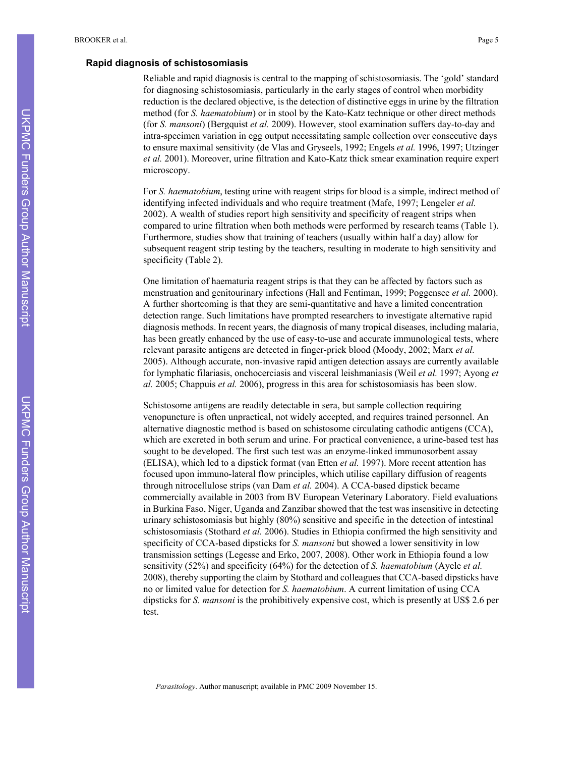### Rapid diagnosis of schistosomiasis

Reliable and rapid diagnosis is central to the mapping of schistosomiasis. The 'gold' standard for diagnosing schistosomiasis, particularly in the early stages of control when morbidity reduction is the declared objective, is the detection of distinctive eggs in urine by the filtration method (for *S. haematobium*) or in stool by the Kato-Katz technique or other direct methods (for *S. mansoni*) (Bergquist *et al.* 2009). However, stool examination suffers day-to-day and intra-specimen variation in egg output necessitating sample collection over consecutive days to ensure maximal sensitivity (de Vlas and Gryseels, 1992; Engels *et al.* 1996, 1997; Utzinger *et al.* 2001). Moreover, urine filtration and Kato-Katz thick smear examination require expert microscopy.

For *S. haematobium*, testing urine with reagent strips for blood is a simple, indirect method of identifying infected individuals and who require treatment (Mafe, 1997; Lengeler *et al.* 2002). A wealth of studies report high sensitivity and specificity of reagent strips when compared to urine filtration when both methods were performed by research teams (Table 1). Furthermore, studies show that training of teachers (usually within half a day) allow for subsequent reagent strip testing by the teachers, resulting in moderate to high sensitivity and specificity (Table 2).

One limitation of haematuria reagent strips is that they can be affected by factors such as menstruation and genitourinary infections (Hall and Fentiman, 1999; Poggensee *et al.* 2000). A further shortcoming is that they are semi-quantitative and have a limited concentration detection range. Such limitations have prompted researchers to investigate alternative rapid diagnosis methods. In recent years, the diagnosis of many tropical diseases, including malaria, has been greatly enhanced by the use of easy-to-use and accurate immunological tests, where relevant parasite antigens are detected in finger-prick blood (Moody, 2002; Marx *et al.* 2005). Although accurate, non-invasive rapid antigen detection assays are currently available for lymphatic filariasis, onchocerciasis and visceral leishmaniasis (Weil *et al.* 1997; Ayong *et al.* 2005; Chappuis *et al.* 2006), progress in this area for schistosomiasis has been slow.

Schistosome antigens are readily detectable in sera, but sample collection requiring venopuncture is often unpractical, not widely accepted, and requires trained personnel. An alternative diagnostic method is based on schistosome circulating cathodic antigens (CCA), which are excreted in both serum and urine. For practical convenience, a urine-based test has sought to be developed. The first such test was an enzyme-linked immunosorbent assay (ELISA), which led to a dipstick format (van Etten *et al.* 1997). More recent attention has focused upon immuno-lateral flow principles, which utilise capillary diffusion of reagents through nitrocellulose strips (van Dam *et al.* 2004). A CCA-based dipstick became commercially available in 2003 from BV European Veterinary Laboratory. Field evaluations in Burkina Faso, Niger, Uganda and Zanzibar showed that the test was insensitive in detecting urinary schistosomiasis but highly (80%) sensitive and specific in the detection of intestinal schistosomiasis (Stothard *et al.* 2006). Studies in Ethiopia confirmed the high sensitivity and specificity of CCA-based dipsticks for *S. mansoni* but showed a lower sensitivity in low transmission settings (Legesse and Erko, 2007, 2008). Other work in Ethiopia found a low sensitivity (52%) and specificity (64%) for the detection of *S. haematobium* (Ayele *et al.* 2008), thereby supporting the claim by Stothard and colleagues that CCA-based dipsticks have no or limited value for detection for *S. haematobium*. A current limitation of using CCA dipsticks for *S. mansoni* is the prohibitively expensive cost, which is presently at US$ 2.6 per test.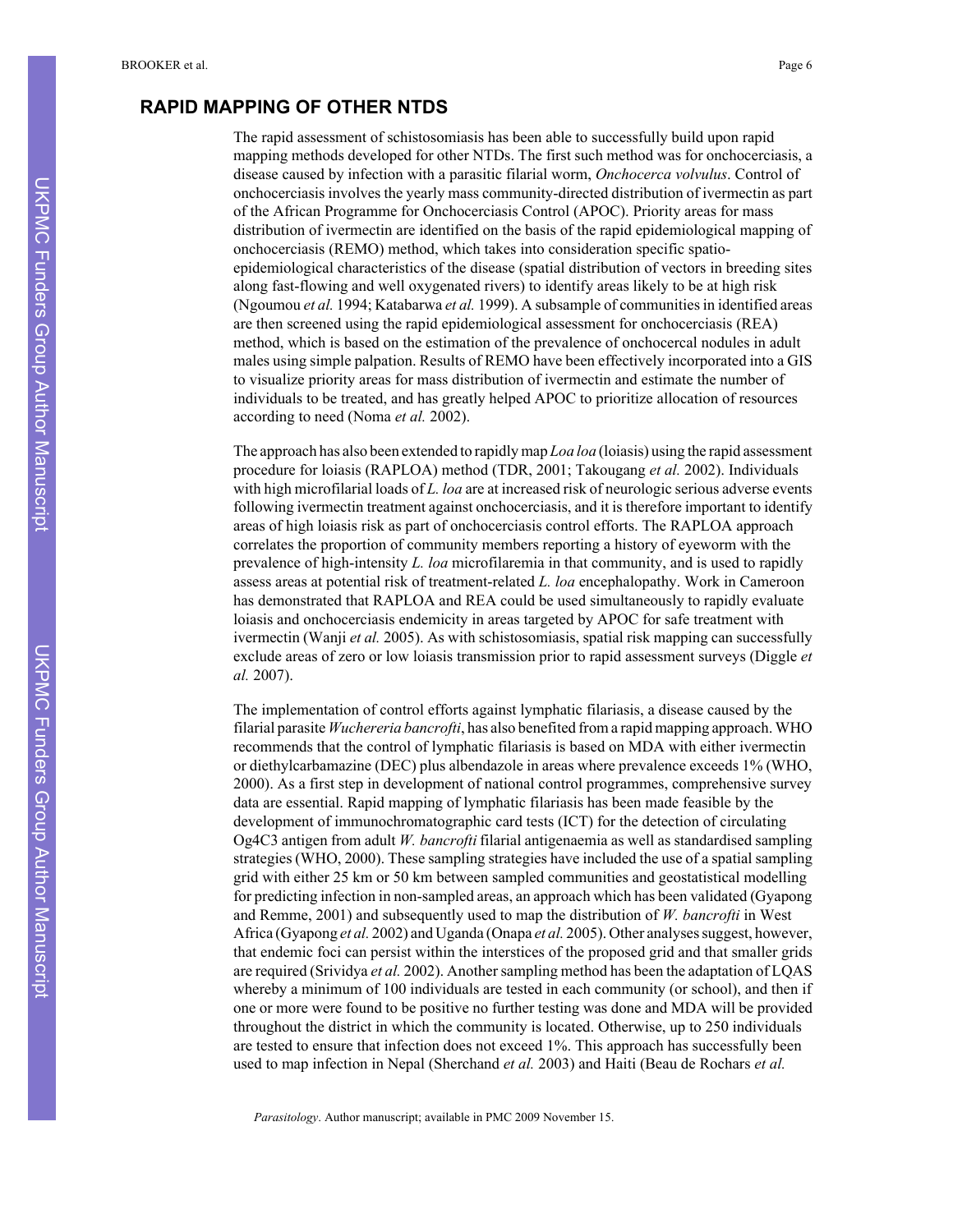## RAPID MAPPING OF OTHER NTDS

The rapid assessment of schistosomiasis has been able to successfully build upon rapid mapping methods developed for other NTDs. The first such method was for onchocerciasis, a disease caused by infection with a parasitic filarial worm, *Onchocerca volvulus*. Control of onchocerciasis involves the yearly mass community-directed distribution of ivermectin as part of the African Programme for Onchocerciasis Control (APOC). Priority areas for mass distribution of ivermectin are identified on the basis of the rapid epidemiological mapping of onchocerciasis (REMO) method, which takes into consideration specific spatio-epidemiological characteristics of the disease (spatial distribution of vectors in breeding sites along fast-flowing and well oxygenated rivers) to identify areas likely to be at high risk (Ngoumou *et al.* 1994; Katabarwa *et al.* 1999). A subsample of communities in identified areas are then screened using the rapid epidemiological assessment for onchocerciasis (REA) method, which is based on the estimation of the prevalence of onchocercal nodules in adult males using simple palpation. Results of REMO have been effectively incorporated into a GIS to visualize priority areas for mass distribution of ivermectin and estimate the number of individuals to be treated, and has greatly helped APOC to prioritize allocation of resources according to need (Noma *et al.* 2002).

The approach has also been extended to rapidly map *Loa loa* (loiasis) using the rapid assessment procedure for loiasis (RAPLOA) method (TDR, 2001; Takougang *et al.* 2002). Individuals with high microfilarial loads of *L. loa* are at increased risk of neurologic serious adverse events following ivermectin treatment against onchocerciasis, and it is therefore important to identify areas of high loiasis risk as part of onchocerciasis control efforts. The RAPLOA approach correlates the proportion of community members reporting a history of eyeworm with the prevalence of high-intensity *L. loa* microfilaremia in that community, and is used to rapidly assess areas at potential risk of treatment-related *L. loa* encephalopathy. Work in Cameroon has demonstrated that RAPLOA and REA could be used simultaneously to rapidly evaluate loiasis and onchocerciasis endemicity in areas targeted by APOC for safe treatment with ivermectin (Wanji *et al.* 2005). As with schistosomiasis, spatial risk mapping can successfully exclude areas of zero or low loiasis transmission prior to rapid assessment surveys (Diggle *et al.* 2007).

The implementation of control efforts against lymphatic filariasis, a disease caused by the filarial parasite *Wuchereria bancrofti*, has also benefited from a rapid mapping approach. WHO recommends that the control of lymphatic filariasis is based on MDA with either ivermectin or diethylcarbamazine (DEC) plus albendazole in areas where prevalence exceeds 1% (WHO, 2000). As a first step in development of national control programmes, comprehensive survey data are essential. Rapid mapping of lymphatic filariasis has been made feasible by the development of immunochromatographic card tests (ICT) for the detection of circulating Og4C3 antigen from adult *W. bancrofti* filarial antigenaemia as well as standardised sampling strategies (WHO, 2000). These sampling strategies have included the use of a spatial sampling grid with either 25 km or 50 km between sampled communities and geostatistical modelling for predicting infection in non-sampled areas, an approach which has been validated (Gyapong and Remme, 2001) and subsequently used to map the distribution of *W. bancrofti* in West Africa (Gyapong *et al.* 2002) and Uganda (Onapa *et al.* 2005). Other analyses suggest, however, that endemic foci can persist within the interstices of the proposed grid and that smaller grids are required (Srividya *et al.* 2002). Another sampling method has been the adaptation of LQAS whereby a minimum of 100 individuals are tested in each community (or school), and then if one or more were found to be positive no further testing was done and MDA will be provided throughout the district in which the community is located. Otherwise, up to 250 individuals are tested to ensure that infection does not exceed 1%. This approach has successfully been used to map infection in Nepal (Sherchand *et al.* 2003) and Haiti (Beau de Rochars *et al.*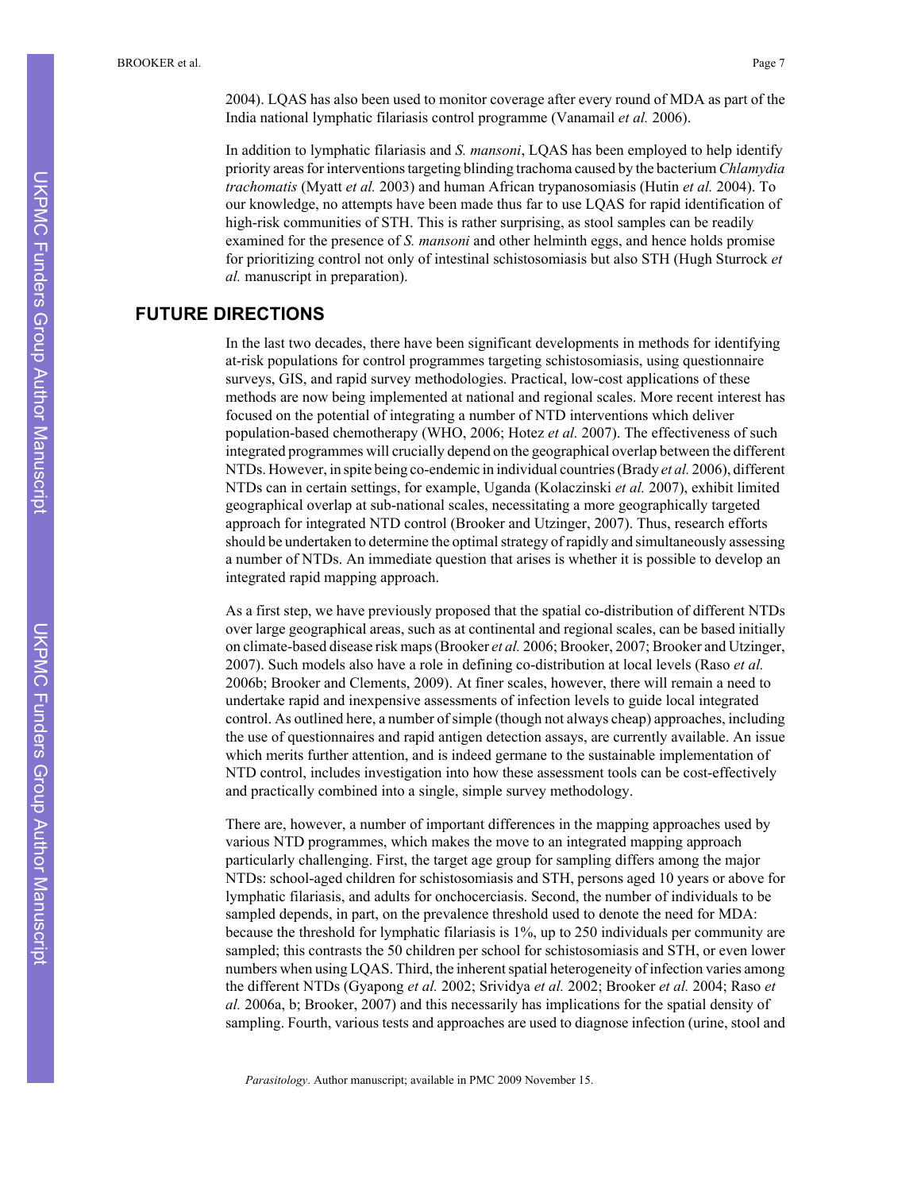2004). LQAS has also been used to monitor coverage after every round of MDA as part of the India national lymphatic filariasis control programme (Vanamail *et al.* 2006).

In addition to lymphatic filariasis and *S. mansoni*, LQAS has been employed to help identify priority areas for interventions targeting blinding trachoma caused by the bacterium *Chlamydia trachomatis* (Myatt *et al.* 2003) and human African trypanosomiasis (Hutin *et al.* 2004). To our knowledge, no attempts have been made thus far to use LQAS for rapid identification of high-risk communities of STH. This is rather surprising, as stool samples can be readily examined for the presence of *S. mansoni* and other helminth eggs, and hence holds promise for prioritizing control not only of intestinal schistosomiasis but also STH (Hugh Sturrock *et al.* manuscript in preparation).

## FUTURE DIRECTIONS

In the last two decades, there have been significant developments in methods for identifying at-risk populations for control programmes targeting schistosomiasis, using questionnaire surveys, GIS, and rapid survey methodologies. Practical, low-cost applications of these methods are now being implemented at national and regional scales. More recent interest has focused on the potential of integrating a number of NTD interventions which deliver population-based chemotherapy (WHO, 2006; Hotez *et al.* 2007). The effectiveness of such integrated programmes will crucially depend on the geographical overlap between the different NTDs. However, in spite being co-endemic in individual countries (Brady *et al.* 2006), different NTDs can in certain settings, for example, Uganda (Kolaczinski *et al.* 2007), exhibit limited geographical overlap at sub-national scales, necessitating a more geographically targeted approach for integrated NTD control (Brooker and Utzinger, 2007). Thus, research efforts should be undertaken to determine the optimal strategy of rapidly and simultaneously assessing a number of NTDs. An immediate question that arises is whether it is possible to develop an integrated rapid mapping approach.

As a first step, we have previously proposed that the spatial co-distribution of different NTDs over large geographical areas, such as at continental and regional scales, can be based initially on climate-based disease risk maps (Brooker *et al.* 2006; Brooker, 2007; Brooker and Utzinger, 2007). Such models also have a role in defining co-distribution at local levels (Raso *et al.* 2006b; Brooker and Clements, 2009). At finer scales, however, there will remain a need to undertake rapid and inexpensive assessments of infection levels to guide local integrated control. As outlined here, a number of simple (though not always cheap) approaches, including the use of questionnaires and rapid antigen detection assays, are currently available. An issue which merits further attention, and is indeed germane to the sustainable implementation of NTD control, includes investigation into how these assessment tools can be cost-effectively and practically combined into a single, simple survey methodology.

There are, however, a number of important differences in the mapping approaches used by various NTD programmes, which makes the move to an integrated mapping approach particularly challenging. First, the target age group for sampling differs among the major NTDs: school-aged children for schistosomiasis and STH, persons aged 10 years or above for lymphatic filariasis, and adults for onchocerciasis. Second, the number of individuals to be sampled depends, in part, on the prevalence threshold used to denote the need for MDA: because the threshold for lymphatic filariasis is 1%, up to 250 individuals per community are sampled; this contrasts the 50 children per school for schistosomiasis and STH, or even lower numbers when using LQAS. Third, the inherent spatial heterogeneity of infection varies among the different NTDs (Gyapong *et al.* 2002; Srividya *et al.* 2002; Brooker *et al.* 2004; Raso *et al.* 2006a, b; Brooker, 2007) and this necessarily has implications for the spatial density of sampling. Fourth, various tests and approaches are used to diagnose infection (urine, stool and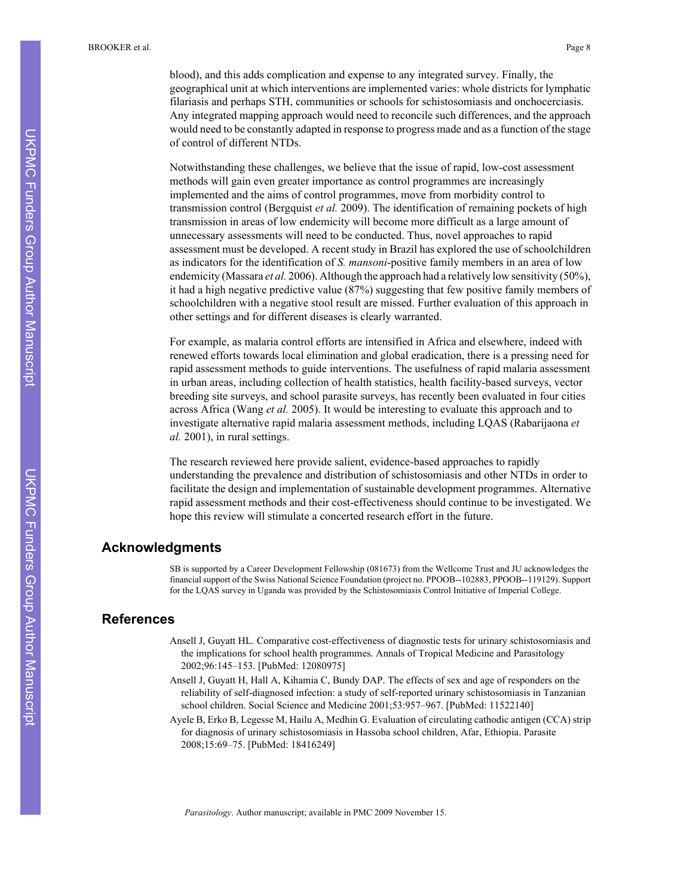blood), and this adds complication and expense to any integrated survey. Finally, the geographical unit at which interventions are implemented varies: whole districts for lymphatic filariasis and perhaps STH, communities or schools for schistosomiasis and onchocerciasis. Any integrated mapping approach would need to reconcile such differences, and the approach would need to be constantly adapted in response to progress made and as a function of the stage of control of different NTDs.

Notwithstanding these challenges, we believe that the issue of rapid, low-cost assessment methods will gain even greater importance as control programmes are increasingly implemented and the aims of control programmes, move from morbidity control to transmission control (Bergquist *et al.* 2009). The identification of remaining pockets of high transmission in areas of low endemicity will become more difficult as a large amount of unnecessary assessments will need to be conducted. Thus, novel approaches to rapid assessment must be developed. A recent study in Brazil has explored the use of schoolchildren as indicators for the identification of *S. mansoni*-positive family members in an area of low endemicity (Massara *et al.* 2006). Although the approach had a relatively low sensitivity (50%), it had a high negative predictive value (87%) suggesting that few positive family members of schoolchildren with a negative stool result are missed. Further evaluation of this approach in other settings and for different diseases is clearly warranted.

For example, as malaria control efforts are intensified in Africa and elsewhere, indeed with renewed efforts towards local elimination and global eradication, there is a pressing need for rapid assessment methods to guide interventions. The usefulness of rapid malaria assessment in urban areas, including collection of health statistics, health facility-based surveys, vector breeding site surveys, and school parasite surveys, has recently been evaluated in four cities across Africa (Wang *et al.* 2005). It would be interesting to evaluate this approach and to investigate alternative rapid malaria assessment methods, including LQAS (Rabarijaona *et al.* 2001), in rural settings.

The research reviewed here provide salient, evidence-based approaches to rapidly understanding the prevalence and distribution of schistosomiasis and other NTDs in order to facilitate the design and implementation of sustainable development programmes. Alternative rapid assessment methods and their cost-effectiveness should continue to be investigated. We hope this review will stimulate a concerted research effort in the future.

## Acknowledgments

SB is supported by a Career Development Fellowship (081673) from the Wellcome Trust and JU acknowledges the financial support of the Swiss National Science Foundation (project no. PPOOB--102883, PPOOB--119129). Support for the LQAS survey in Uganda was provided by the Schistosomiasis Control Initiative of Imperial College.

## References

Ansell J, Guyatt HL. Comparative cost-effectiveness of diagnostic tests for urinary schistosomiasis and the implications for school health programmes. Annals of Tropical Medicine and Parasitology 2002;96:145–153. [PubMed: 12080975]

Ansell J, Guyatt H, Hall A, Kihamia C, Bundy DAP. The effects of sex and age of responders on the reliability of self-diagnosed infection: a study of self-reported urinary schistosomiasis in Tanzanian school children. Social Science and Medicine 2001;53:957–967. [PubMed: 11522140]

Ayele B, Erko B, Legesse M, Hailu A, Medhin G. Evaluation of circulating cathodic antigen (CCA) strip for diagnosis of urinary schistosomiasis in Hassoba school children, Afar, Ethiopia. Parasite 2008;15:69–75. [PubMed: 18416249]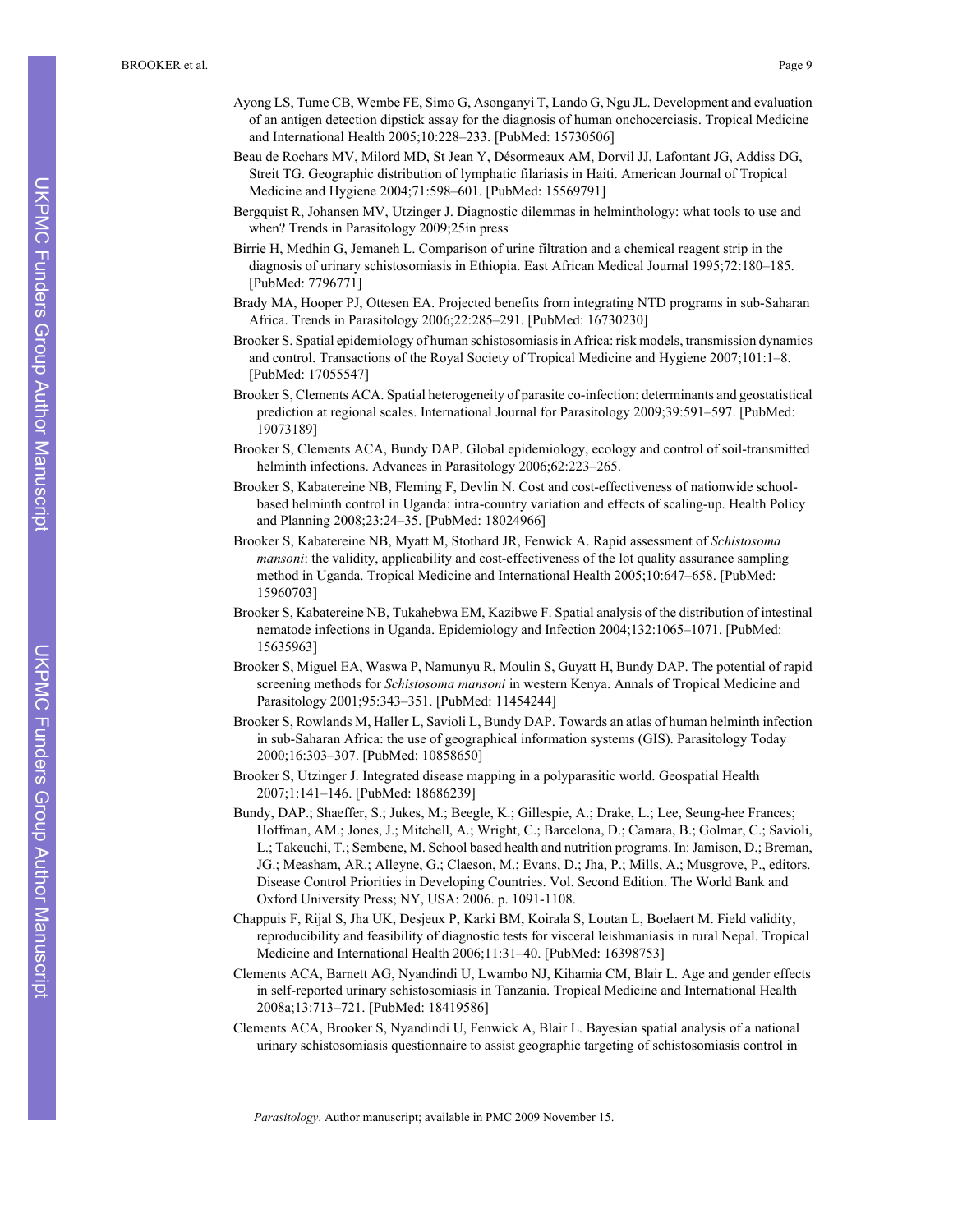Ayong LS, Tume CB, Wembe FE, Simo G, Asonganyi T, Lando G, Ngu JL. Development and evaluation of an antigen detection dipstick assay for the diagnosis of human onchocerciasis. Tropical Medicine and International Health 2005;10:228–233. [PubMed: 15730506]

Beau de Rochars MV, Milord MD, St Jean Y, Désormeaux AM, Dorvil JJ, Lafontant JG, Addiss DG, Streit TG. Geographic distribution of lymphatic filariasis in Haiti. American Journal of Tropical Medicine and Hygiene 2004;71:598–601. [PubMed: 15569791]

Bergquist R, Johansen MV, Utzinger J. Diagnostic dilemmas in helminthology: what tools to use and when? Trends in Parasitology 2009;25in press

Birrie H, Medhin G, Jemaneh L. Comparison of urine filtration and a chemical reagent strip in the diagnosis of urinary schistosomiasis in Ethiopia. East African Medical Journal 1995;72:180–185. [PubMed: 7796771]

Brady MA, Hooper PJ, Ottesen EA. Projected benefits from integrating NTD programs in sub-Saharan Africa. Trends in Parasitology 2006;22:285–291. [PubMed: 16730230]

Brooker S. Spatial epidemiology of human schistosomiasis in Africa: risk models, transmission dynamics and control. Transactions of the Royal Society of Tropical Medicine and Hygiene 2007;101:1–8. [PubMed: 17055547]

Brooker S, Clements ACA. Spatial heterogeneity of parasite co-infection: determinants and geostatistical prediction at regional scales. International Journal for Parasitology 2009;39:591–597. [PubMed: 19073189]

Brooker S, Clements ACA, Bundy DAP. Global epidemiology, ecology and control of soil-transmitted helminth infections. Advances in Parasitology 2006;62:223–265.

Brooker S, Kabatereine NB, Fleming F, Devlin N. Cost and cost-effectiveness of nationwide school-based helminth control in Uganda: intra-country variation and effects of scaling-up. Health Policy and Planning 2008;23:24–35. [PubMed: 18024966]

Brooker S, Kabatereine NB, Myatt M, Stothard JR, Fenwick A. Rapid assessment of *Schistosoma mansoni*: the validity, applicability and cost-effectiveness of the lot quality assurance sampling method in Uganda. Tropical Medicine and International Health 2005;10:647–658. [PubMed: 15960703]

Brooker S, Kabatereine NB, Tukahebwa EM, Kazibwe F. Spatial analysis of the distribution of intestinal nematode infections in Uganda. Epidemiology and Infection 2004;132:1065–1071. [PubMed: 15635963]

Brooker S, Miguel EA, Waswa P, Namunyu R, Moulin S, Guyatt H, Bundy DAP. The potential of rapid screening methods for *Schistosoma mansoni* in western Kenya. Annals of Tropical Medicine and Parasitology 2001;95:343–351. [PubMed: 11454244]

Brooker S, Rowlands M, Haller L, Savioli L, Bundy DAP. Towards an atlas of human helminth infection in sub-Saharan Africa: the use of geographical information systems (GIS). Parasitology Today 2000;16:303–307. [PubMed: 10858650]

Brooker S, Utzinger J. Integrated disease mapping in a polyparasitic world. Geospatial Health 2007;1:141–146. [PubMed: 18686239]

Bundy, DAP.; Shaeffer, S.; Jukes, M.; Beegle, K.; Gillespie, A.; Drake, L.; Lee, Seung-hee Frances; Hoffman, AM.; Jones, J.; Mitchell, A.; Wright, C.; Barcelona, D.; Camara, B.; Golmar, C.; Savioli, L.; Takeuchi, T.; Sembene, M. School based health and nutrition programs. In: Jamison, D.; Breman, JG.; Measham, AR.; Alleyne, G.; Claeson, M.; Evans, D.; Jha, P.; Mills, A.; Musgrove, P., editors. Disease Control Priorities in Developing Countries. Vol. Second Edition. The World Bank and Oxford University Press; NY, USA: 2006. p. 1091-1108.

Chappuis F, Rijal S, Jha UK, Desjeux P, Karki BM, Koirala S, Loutan L, Boelaert M. Field validity, reproducibility and feasibility of diagnostic tests for visceral leishmaniasis in rural Nepal. Tropical Medicine and International Health 2006;11:31–40. [PubMed: 16398753]

Clements ACA, Barnett AG, Nyandindi U, Lwambo NJ, Kihamia CM, Blair L. Age and gender effects in self-reported urinary schistosomiasis in Tanzania. Tropical Medicine and International Health 2008a;13:713–721. [PubMed: 18419586]

Clements ACA, Brooker S, Nyandindi U, Fenwick A, Blair L. Bayesian spatial analysis of a national urinary schistosomiasis questionnaire to assist geographic targeting of schistosomiasis control in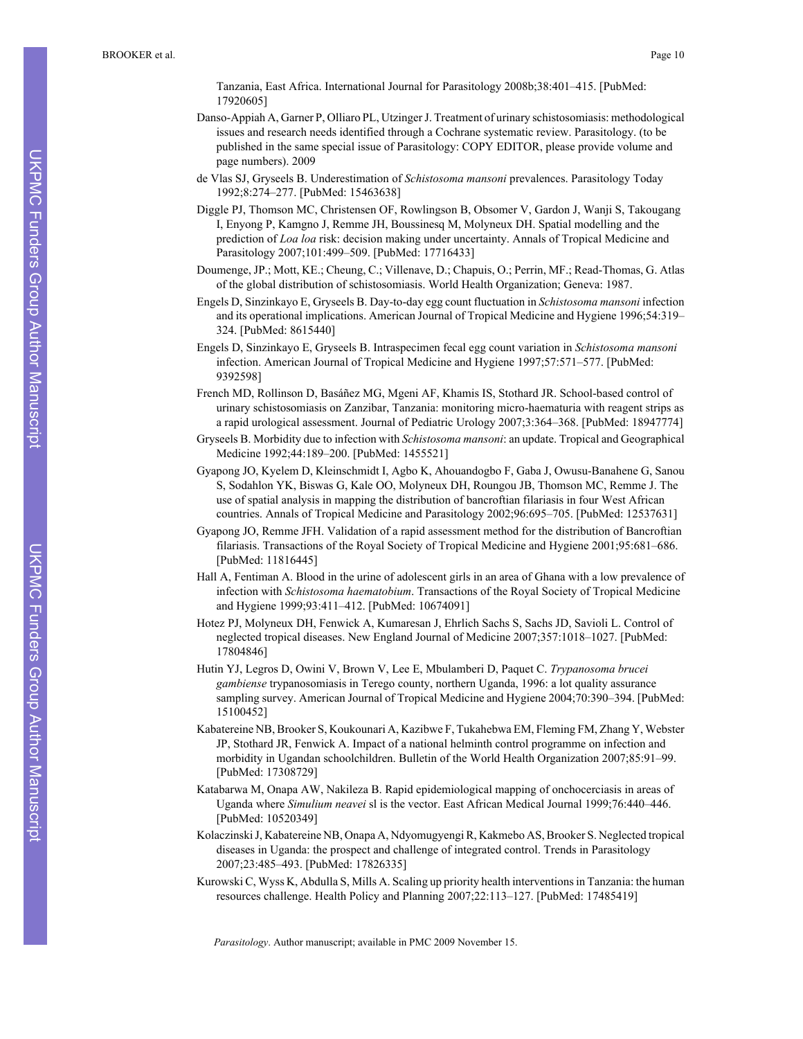Tanzania, East Africa. International Journal for Parasitology 2008b;38:401–415. [PubMed: 17920605]

Danso-Appiah A, Garner P, Olliaro PL, Utzinger J. Treatment of urinary schistosomiasis: methodological issues and research needs identified through a Cochrane systematic review. Parasitology. (to be published in the same special issue of Parasitology: COPY EDITOR, please provide volume and page numbers). 2009

de Vlas SJ, Gryseels B. Underestimation of *Schistosoma mansoni* prevalences. Parasitology Today 1992;8:274–277. [PubMed: 15463638]

Diggle PJ, Thomson MC, Christensen OF, Rowlingson B, Obsomer V, Gardon J, Wanji S, Takougang I, Enyong P, Kamgno J, Remme JH, Boussinesq M, Molyneux DH. Spatial modelling and the prediction of *Loa loa* risk: decision making under uncertainty. Annals of Tropical Medicine and Parasitology 2007;101:499–509. [PubMed: 17716433]

Doumenge, JP.; Mott, KE.; Cheung, C.; Villenave, D.; Chapuis, O.; Perrin, MF.; Read-Thomas, G. Atlas of the global distribution of schistosomiasis. World Health Organization; Geneva: 1987.

Engels D, Sinzinkayo E, Gryseels B. Day-to-day egg count fluctuation in *Schistosoma mansoni* infection and its operational implications. American Journal of Tropical Medicine and Hygiene 1996;54:319–324. [PubMed: 8615440]

Engels D, Sinzinkayo E, Gryseels B. Intraspecimen fecal egg count variation in *Schistosoma mansoni* infection. American Journal of Tropical Medicine and Hygiene 1997;57:571–577. [PubMed: 9392598]

French MD, Rollinson D, Basáñez MG, Mgeni AF, Khamis IS, Stothard JR. School-based control of urinary schistosomiasis on Zanzibar, Tanzania: monitoring micro-haematuria with reagent strips as a rapid urological assessment. Journal of Pediatric Urology 2007;3:364–368. [PubMed: 18947774]

Gryseels B. Morbidity due to infection with *Schistosoma mansoni*: an update. Tropical and Geographical Medicine 1992;44:189–200. [PubMed: 1455521]

Gyapong JO, Kyelem D, Kleinschmidt I, Agbo K, Ahouandogbo F, Gaba J, Owusu-Banahene G, Sanou S, Sodahlon YK, Biswas G, Kale OO, Molyneux DH, Roungou JB, Thomson MC, Remme J. The use of spatial analysis in mapping the distribution of bancroftian filariasis in four West African countries. Annals of Tropical Medicine and Parasitology 2002;96:695–705. [PubMed: 12537631]

Gyapong JO, Remme JFH. Validation of a rapid assessment method for the distribution of Bancroftian filariasis. Transactions of the Royal Society of Tropical Medicine and Hygiene 2001;95:681–686. [PubMed: 11816445]

Hall A, Fentiman A. Blood in the urine of adolescent girls in an area of Ghana with a low prevalence of infection with *Schistosoma haematobium*. Transactions of the Royal Society of Tropical Medicine and Hygiene 1999;93:411–412. [PubMed: 10674091]

Hotez PJ, Molyneux DH, Fenwick A, Kumaresan J, Ehrlich Sachs S, Sachs JD, Savioli L. Control of neglected tropical diseases. New England Journal of Medicine 2007;357:1018–1027. [PubMed: 17804846]

Hutin YJ, Legros D, Owini V, Brown V, Lee E, Mbulamberi D, Paquet C. *Trypanosoma brucei gambiense* trypanosomiasis in Terego county, northern Uganda, 1996: a lot quality assurance sampling survey. American Journal of Tropical Medicine and Hygiene 2004;70:390–394. [PubMed: 15100452]

Kabatereine NB, Brooker S, Koukounari A, Kazibwe F, Tukahebwa EM, Fleming FM, Zhang Y, Webster JP, Stothard JR, Fenwick A. Impact of a national helminth control programme on infection and morbidity in Ugandan schoolchildren. Bulletin of the World Health Organization 2007;85:91–99. [PubMed: 17308729]

Katabarwa M, Onapa AW, Nakileza B. Rapid epidemiological mapping of onchocerciasis in areas of Uganda where *Simulium neavei* sl is the vector. East African Medical Journal 1999;76:440–446. [PubMed: 10520349]

Kolaczinski J, Kabatereine NB, Onapa A, Ndyomugyengi R, Kakmebo AS, Brooker S. Neglected tropical diseases in Uganda: the prospect and challenge of integrated control. Trends in Parasitology 2007;23:485–493. [PubMed: 17826335]

Kurowski C, Wyss K, Abdulla S, Mills A. Scaling up priority health interventions in Tanzania: the human resources challenge. Health Policy and Planning 2007;22:113–127. [PubMed: 17485419]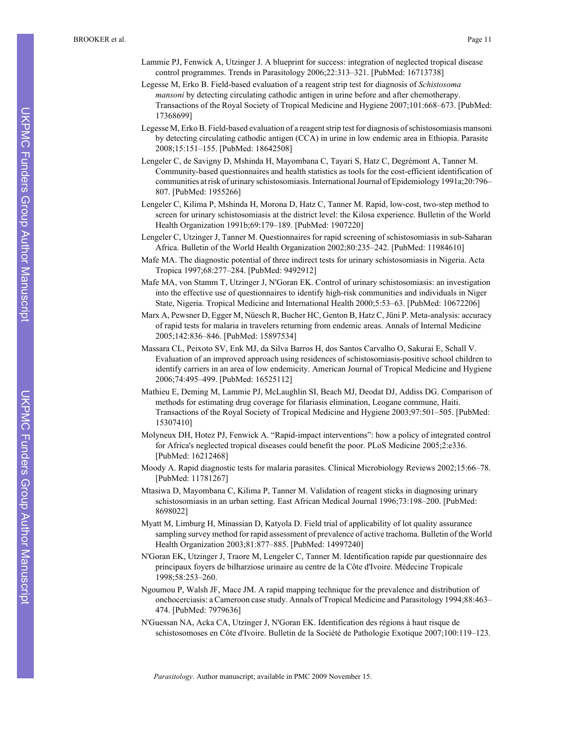Lammie PJ, Fenwick A, Utzinger J. A blueprint for success: integration of neglected tropical disease control programmes. Trends in Parasitology 2006;22:313–321. [PubMed: 16713738]

Legesse M, Erko B. Field-based evaluation of a reagent strip test for diagnosis of *Schistosoma mansoni* by detecting circulating cathodic antigen in urine before and after chemotherapy. Transactions of the Royal Society of Tropical Medicine and Hygiene 2007;101:668–673. [PubMed: 17368699]

Legesse M, Erko B. Field-based evaluation of a reagent strip test for diagnosis of schistosomiasis mansoni by detecting circulating cathodic antigen (CCA) in urine in low endemic area in Ethiopia. Parasite 2008;15:151–155. [PubMed: 18642508]

Lengeler C, de Savigny D, Mshinda H, Mayombana C, Tayari S, Hatz C, Degrémont A, Tanner M. Community-based questionnaires and health statistics as tools for the cost-efficient identification of communities at risk of urinary schistosomiasis. International Journal of Epidemiology 1991a;20:796–807. [PubMed: 1955266]

Lengeler C, Kilima P, Mshinda H, Morona D, Hatz C, Tanner M. Rapid, low-cost, two-step method to screen for urinary schistosomiasis at the district level: the Kilosa experience. Bulletin of the World Health Organization 1991b;69:179–189. [PubMed: 1907220]

Lengeler C, Utzinger J, Tanner M. Questionnaires for rapid screening of schistosomiasis in sub-Saharan Africa. Bulletin of the World Health Organization 2002;80:235–242. [PubMed: 11984610]

Mafe MA. The diagnostic potential of three indirect tests for urinary schistosomiasis in Nigeria. Acta Tropica 1997;68:277–284. [PubMed: 9492912]

Mafe MA, von Stamm T, Utzinger J, N'Goran EK. Control of urinary schistosomiasis: an investigation into the effective use of questionnaires to identify high-risk communities and individuals in Niger State, Nigeria. Tropical Medicine and International Health 2000;5:53–63. [PubMed: 10672206]

Marx A, Pewsner D, Egger M, Nüesch R, Bucher HC, Genton B, Hatz C, Jüni P. Meta-analysis: accuracy of rapid tests for malaria in travelers returning from endemic areas. Annals of Internal Medicine 2005;142:836–846. [PubMed: 15897534]

Massara CL, Peixoto SV, Enk MJ, da Silva Barros H, dos Santos Carvalho O, Sakurai E, Schall V. Evaluation of an improved approach using residences of schistosomiasis-positive school children to identify carriers in an area of low endemicity. American Journal of Tropical Medicine and Hygiene 2006;74:495–499. [PubMed: 16525112]

Mathieu E, Deming M, Lammie PJ, McLaughlin SI, Beach MJ, Deodat DJ, Addiss DG. Comparison of methods for estimating drug coverage for filariasis elimination, Leogane commune, Haiti. Transactions of the Royal Society of Tropical Medicine and Hygiene 2003;97:501–505. [PubMed: 15307410]

Molyneux DH, Hotez PJ, Fenwick A. "Rapid-impact interventions": how a policy of integrated control for Africa's neglected tropical diseases could benefit the poor. PLoS Medicine 2005;2:e336. [PubMed: 16212468]

Moody A. Rapid diagnostic tests for malaria parasites. Clinical Microbiology Reviews 2002;15:66–78. [PubMed: 11781267]

Mtasiwa D, Mayombana C, Kilima P, Tanner M. Validation of reagent sticks in diagnosing urinary schistosomiasis in an urban setting. East African Medical Journal 1996;73:198–200. [PubMed: 8698022]

Myatt M, Limburg H, Minassian D, Katyola D. Field trial of applicability of lot quality assurance sampling survey method for rapid assessment of prevalence of active trachoma. Bulletin of the World Health Organization 2003;81:877–885. [PubMed: 14997240]

N'Goran EK, Utzinger J, Traore M, Lengeler C, Tanner M. Identification rapide par questionnaire des principaux foyers de bilharziose urinaire au centre de la Côte d'Ivoire. Médecine Tropicale 1998;58:253–260.

Ngoumou P, Walsh JF, Mace JM. A rapid mapping technique for the prevalence and distribution of onchocerciasis: a Cameroon case study. Annals of Tropical Medicine and Parasitology 1994;88:463–474. [PubMed: 7979636]

N'Guessan NA, Acka CA, Utzinger J, N'Goran EK. Identification des régions à haut risque de schistosomoses en Côte d'Ivoire. Bulletin de la Société de Pathologie Exotique 2007;100:119–123.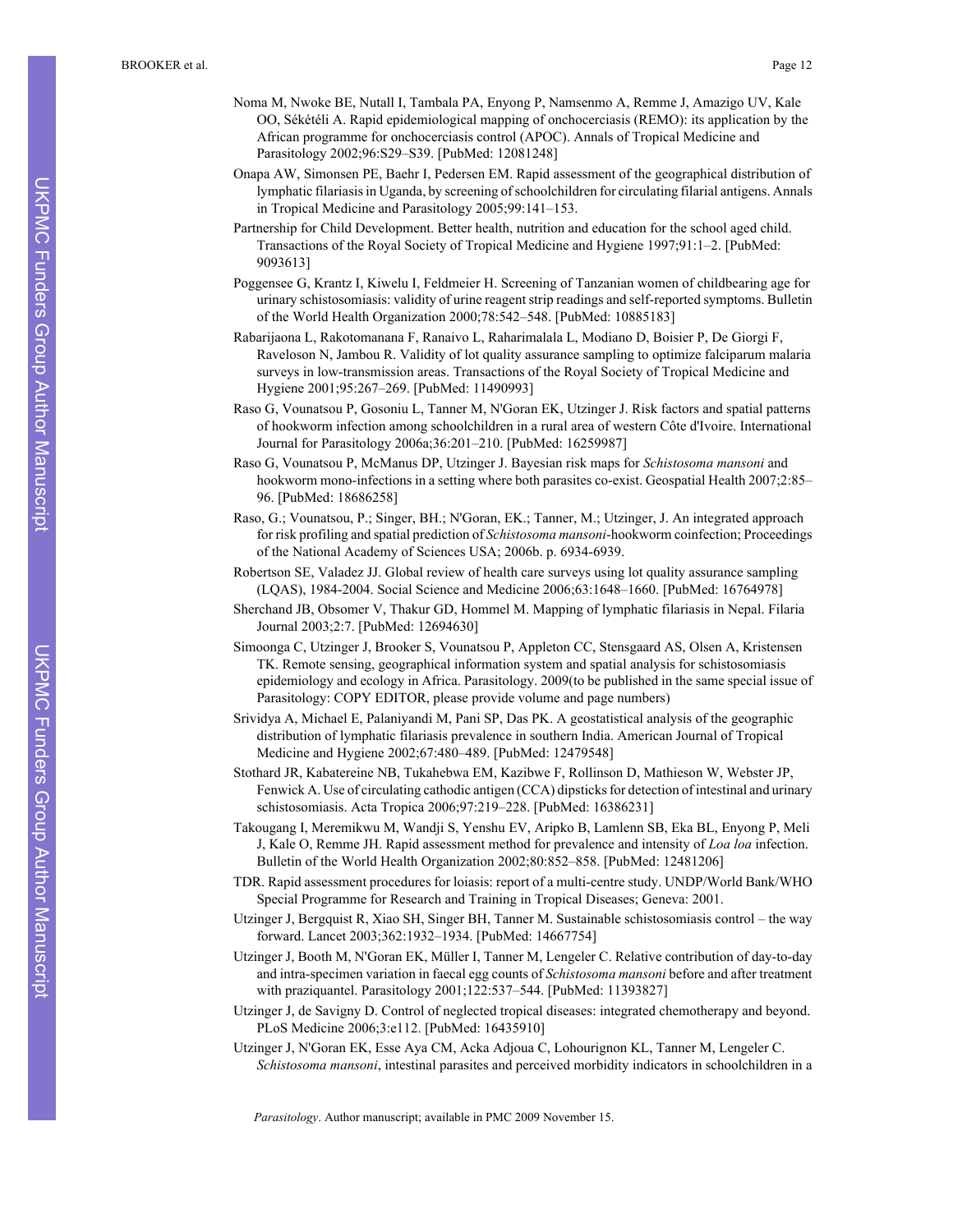Noma M, Nwoke BE, Nutall I, Tambala PA, Enyong P, Namsenmo A, Remme J, Amazigo UV, Kale OO, Sékétéli A. Rapid epidemiological mapping of onchocerciasis (REMO): its application by the African programme for onchocerciasis control (APOC). Annals of Tropical Medicine and Parasitology 2002;96:S29–S39. [PubMed: 12081248]

Onapa AW, Simonsen PE, Baehr I, Pedersen EM. Rapid assessment of the geographical distribution of lymphatic filariasis in Uganda, by screening of schoolchildren for circulating filarial antigens. Annals in Tropical Medicine and Parasitology 2005;99:141–153.

Partnership for Child Development. Better health, nutrition and education for the school aged child. Transactions of the Royal Society of Tropical Medicine and Hygiene 1997;91:1–2. [PubMed: 9093613]

Poggensee G, Krantz I, Kiwelu I, Feldmeier H. Screening of Tanzanian women of childbearing age for urinary schistosomiasis: validity of urine reagent strip readings and self-reported symptoms. Bulletin of the World Health Organization 2000;78:542–548. [PubMed: 10885183]

Rabarijaona L, Rakotomanana F, Ranaivo L, Raharimalala L, Modiano D, Boisier P, De Giorgi F, Raveloson N, Jambou R. Validity of lot quality assurance sampling to optimize falciparum malaria surveys in low-transmission areas. Transactions of the Royal Society of Tropical Medicine and Hygiene 2001;95:267–269. [PubMed: 11490993]

Raso G, Vounatsou P, Gosoniu L, Tanner M, N'Goran EK, Utzinger J. Risk factors and spatial patterns of hookworm infection among schoolchildren in a rural area of western Côte d'Ivoire. International Journal for Parasitology 2006a;36:201–210. [PubMed: 16259987]

Raso G, Vounatsou P, McManus DP, Utzinger J. Bayesian risk maps for *Schistosoma mansoni* and hookworm mono-infections in a setting where both parasites co-exist. Geospatial Health 2007;2:85–96. [PubMed: 18686258]

Raso, G.; Vounatsou, P.; Singer, BH.; N'Goran, EK.; Tanner, M.; Utzinger, J. An integrated approach for risk profiling and spatial prediction of *Schistosoma mansoni*-hookworm coinfection; Proceedings of the National Academy of Sciences USA; 2006b. p. 6934-6939.

Robertson SE, Valadez JJ. Global review of health care surveys using lot quality assurance sampling (LQAS), 1984-2004. Social Science and Medicine 2006;63:1648–1660. [PubMed: 16764978]

Sherchand JB, Obsomer V, Thakur GD, Hommel M. Mapping of lymphatic filariasis in Nepal. Filaria Journal 2003;2:7. [PubMed: 12694630]

Simoonga C, Utzinger J, Brooker S, Vounatsou P, Appleton CC, Stensgaard AS, Olsen A, Kristensen TK. Remote sensing, geographical information system and spatial analysis for schistosomiasis epidemiology and ecology in Africa. Parasitology. 2009(to be published in the same special issue of Parasitology: COPY EDITOR, please provide volume and page numbers)

Srividya A, Michael E, Palaniyandi M, Pani SP, Das PK. A geostatistical analysis of the geographic distribution of lymphatic filariasis prevalence in southern India. American Journal of Tropical Medicine and Hygiene 2002;67:480–489. [PubMed: 12479548]

Stothard JR, Kabatereine NB, Tukahebwa EM, Kazibwe F, Rollinson D, Mathieson W, Webster JP, Fenwick A. Use of circulating cathodic antigen (CCA) dipsticks for detection of intestinal and urinary schistosomiasis. Acta Tropica 2006;97:219–228. [PubMed: 16386231]

Takougang I, Meremikwu M, Wandji S, Yenshu EV, Aripko B, Lamlenn SB, Eka BL, Enyong P, Meli J, Kale O, Remme JH. Rapid assessment method for prevalence and intensity of *Loa loa* infection. Bulletin of the World Health Organization 2002;80:852–858. [PubMed: 12481206]

TDR. Rapid assessment procedures for loiasis: report of a multi-centre study. UNDP/World Bank/WHO Special Programme for Research and Training in Tropical Diseases; Geneva: 2001.

Utzinger J, Bergquist R, Xiao SH, Singer BH, Tanner M. Sustainable schistosomiasis control – the way forward. Lancet 2003;362:1932–1934. [PubMed: 14667754]

Utzinger J, Booth M, N'Goran EK, Müller I, Tanner M, Lengeler C. Relative contribution of day-to-day and intra-specimen variation in faecal egg counts of *Schistosoma mansoni* before and after treatment with praziquantel. Parasitology 2001;122:537–544. [PubMed: 11393827]

Utzinger J, de Savigny D. Control of neglected tropical diseases: integrated chemotherapy and beyond. PLoS Medicine 2006;3:e112. [PubMed: 16435910]

Utzinger J, N'Goran EK, Esse Aya CM, Acka Adjoua C, Lohourignon KL, Tanner M, Lengeler C. *Schistosoma mansoni*, intestinal parasites and perceived morbidity indicators in schoolchildren in a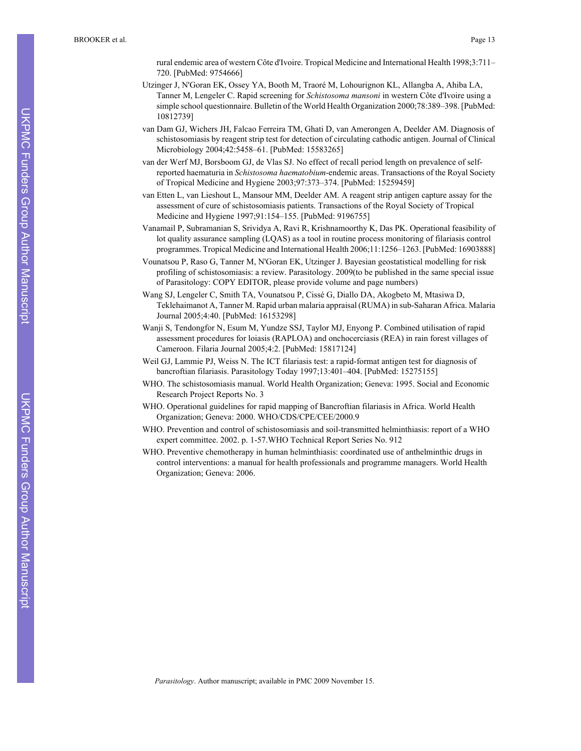rural endemic area of western Côte d'Ivoire. Tropical Medicine and International Health 1998;3:711–720. [PubMed: 9754666]

Utzinger J, N'Goran EK, Ossey YA, Booth M, Traoré M, Lohourignon KL, Allangba A, Ahiba LA, Tanner M, Lengeler C. Rapid screening for *Schistosoma mansoni* in western Côte d'Ivoire using a simple school questionnaire. Bulletin of the World Health Organization 2000;78:389–398. [PubMed: 10812739]

van Dam GJ, Wichers JH, Falcao Ferreira TM, Ghati D, van Amerongen A, Deelder AM. Diagnosis of schistosomiasis by reagent strip test for detection of circulating cathodic antigen. Journal of Clinical Microbiology 2004;42:5458–61. [PubMed: 15583265]

van der Werf MJ, Borsboom GJ, de Vlas SJ. No effect of recall period length on prevalence of self-reported haematuria in *Schistosoma haematobium*-endemic areas. Transactions of the Royal Society of Tropical Medicine and Hygiene 2003;97:373–374. [PubMed: 15259459]

van Etten L, van Lieshout L, Mansour MM, Deelder AM. A reagent strip antigen capture assay for the assessment of cure of schistosomiasis patients. Transactions of the Royal Society of Tropical Medicine and Hygiene 1997;91:154–155. [PubMed: 9196755]

Vanamail P, Subramanian S, Srividya A, Ravi R, Krishnamoorthy K, Das PK. Operational feasibility of lot quality assurance sampling (LQAS) as a tool in routine process monitoring of filariasis control programmes. Tropical Medicine and International Health 2006;11:1256–1263. [PubMed: 16903888]

Vounatsou P, Raso G, Tanner M, N'Goran EK, Utzinger J. Bayesian geostatistical modelling for risk profiling of schistosomiasis: a review. Parasitology. 2009(to be published in the same special issue of Parasitology: COPY EDITOR, please provide volume and page numbers)

Wang SJ, Lengeler C, Smith TA, Vounatsou P, Cissé G, Diallo DA, Akogbeto M, Mtasiwa D, Teklehaimanot A, Tanner M. Rapid urban malaria appraisal (RUMA) in sub-Saharan Africa. Malaria Journal 2005;4:40. [PubMed: 16153298]

Wanji S, Tendongfor N, Esum M, Yundze SSJ, Taylor MJ, Enyong P. Combined utilisation of rapid assessment procedures for loiasis (RAPLOA) and onchocerciasis (REA) in rain forest villages of Cameroon. Filaria Journal 2005;4:2. [PubMed: 15817124]

Weil GJ, Lammie PJ, Weiss N. The ICT filariasis test: a rapid-format antigen test for diagnosis of bancroftian filariasis. Parasitology Today 1997;13:401–404. [PubMed: 15275155]

WHO. The schistosomiasis manual. World Health Organization; Geneva: 1995. Social and Economic Research Project Reports No. 3

WHO. Operational guidelines for rapid mapping of Bancroftian filariasis in Africa. World Health Organization; Geneva: 2000. WHO/CDS/CPE/CEE/2000.9

WHO. Prevention and control of schistosomiasis and soil-transmitted helminthiasis: report of a WHO expert committee. 2002. p. 1-57.WHO Technical Report Series No. 912

WHO. Preventive chemotherapy in human helminthiasis: coordinated use of anthelminthic drugs in control interventions: a manual for health professionals and programme managers. World Health Organization; Geneva: 2006.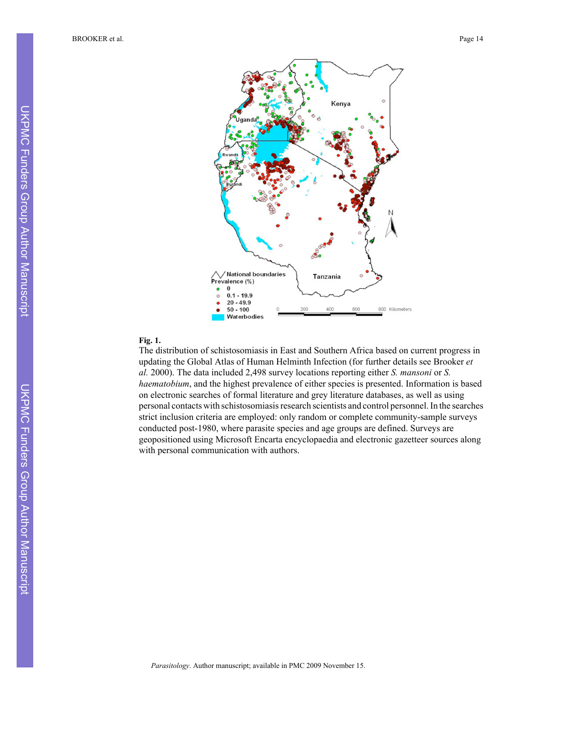**Fig. 1.**

The distribution of schistosomiasis in East and Southern Africa based on current progress in updating the Global Atlas of Human Helminth Infection (for further details see Brooker *et al.* 2000). The data included 2,498 survey locations reporting either *S. mansoni* or *S. haematobium*, and the highest prevalence of either species is presented. Information is based on electronic searches of formal literature and grey literature databases, as well as using personal contacts with schistosomiasis research scientists and control personnel. In the searches strict inclusion criteria are employed: only random or complete community-sample surveys conducted post-1980, where parasite species and age groups are defined. Surveys are geopositioned using Microsoft Encarta encyclopaedia and electronic gazetteer sources along with personal communication with authors.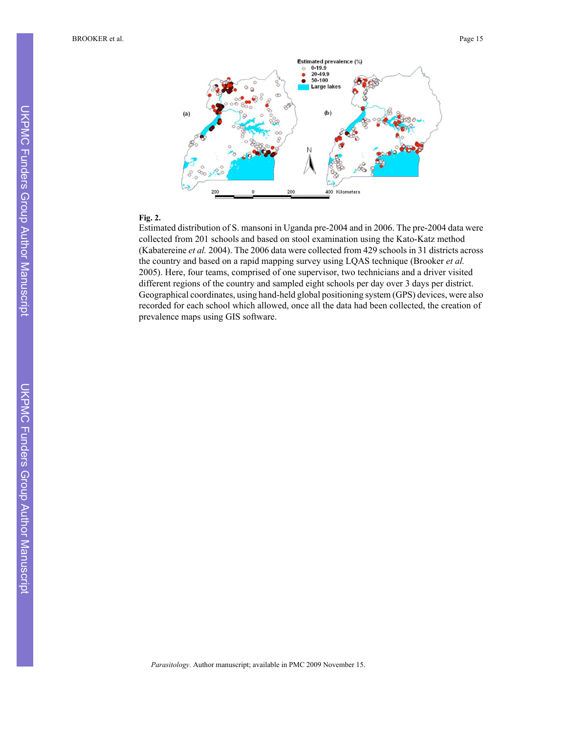**Fig. 2.**

Estimated distribution of S. mansoni in Uganda pre-2004 and in 2006. The pre-2004 data were collected from 201 schools and based on stool examination using the Kato-Katz method (Kabatereine *et al.* 2004). The 2006 data were collected from 429 schools in 31 districts across the country and based on a rapid mapping survey using LQAS technique (Brooker *et al.* 2005). Here, four teams, comprised of one supervisor, two technicians and a driver visited different regions of the country and sampled eight schools per day over 3 days per district. Geographical coordinates, using hand-held global positioning system (GPS) devices, were also recorded for each school which allowed, once all the data had been collected, the creation of prevalence maps using GIS software.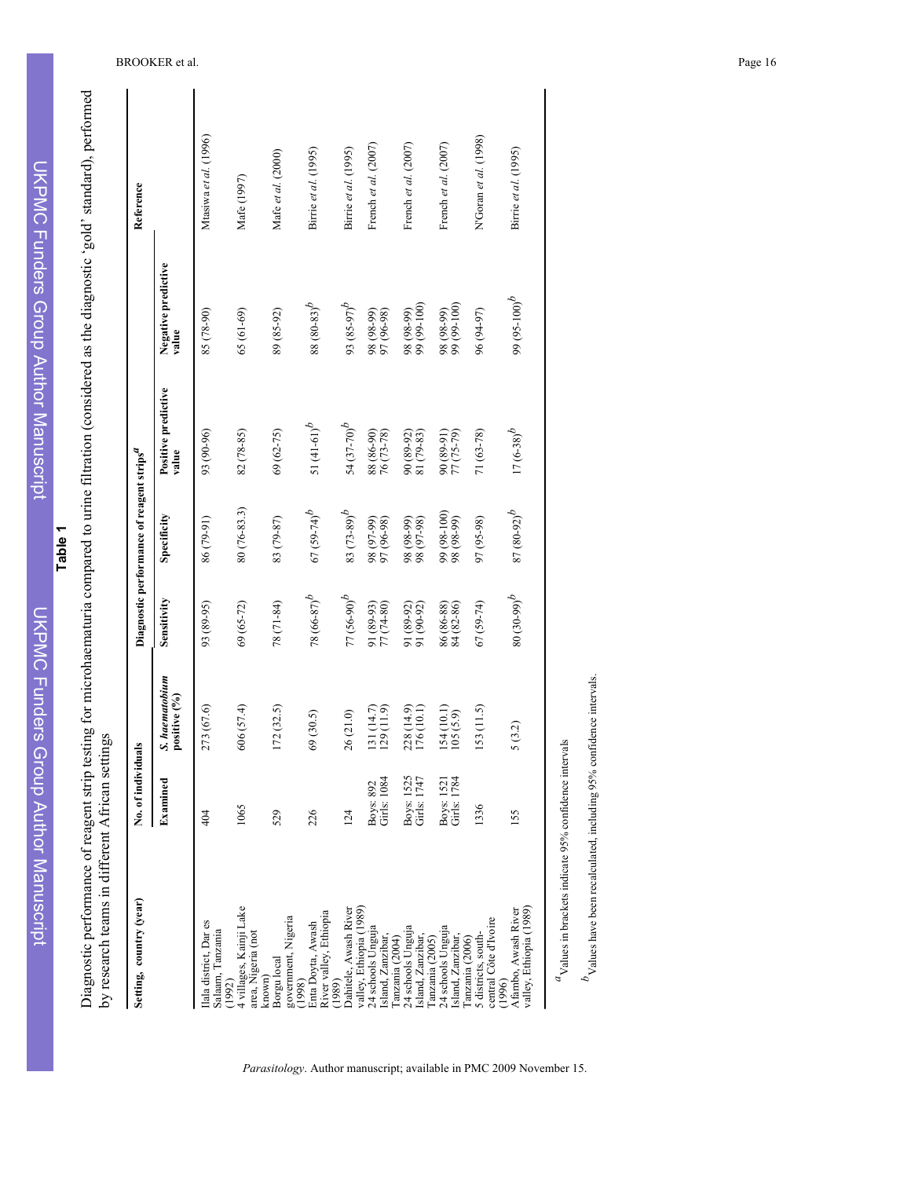## Table 1

Diagnostic performance of reagent strip testing for microhaematuria compared to urine filtration (considered as the diagnostic 'gold' standard), performed by research teams in different African settings

| Setting, country (year) | No. of individuals | | Diagnostic performance of reagent strips[a] | | | | Reference |
|---|---|---|---|---|---|---|---|
| | Examined | *S. haematobium* positive (%) | Sensitivity | Specificity | Positive predictive value | Negative predictive value | |
| Ilala district, Dar es Salaam, Tanzania (1992) | 404 | 273 (67.6) | 93 (89-95) | 86 (79-91) | 93 (90-96) | 85 (78-90) | Mtasiwa *et al.* (1996) |
| 4 villages, Kainji Lake area, Nigeria (not known) | 1065 | 606 (57.4) | 69 (65-72) | 80 (76-83.3) | 82 (78-85) | 65 (61-69) | Mafe (1997) |
| Borgu local government, Nigeria (1998) | 529 | 172 (32.5) | 78 (71-84) | 83 (79-87) | 69 (62-75) | 89 (85-92) | Mafe *et al.* (2000) |
| Enta Doyta, Awash River valley, Ethiopia (1989) | 226 | 69 (30.5) | 78 (66-87)[b] | 67 (59-74)[b] | 51 (41-61)[b] | 88 (80-83)[b] | Birrie *et al.* (1995) |
| Dahitele, Awash River valley, Ethiopia (1989) | 124 | 26 (21.0) | 77 (56-90)[b] | 83 (73-89)[b] | 54 (37-70)[b] | 93 (85-97)[b] | Birrie *et al.* (1995) |
| 24 schools Unguja Island, Zanzibar, Tanzania (2004) | Boys: 892<br>Girls: 1084 | 131 (14.7)<br>129 (11.9) | 91 (89-93)<br>77 (74-80) | 98 (97-99)<br>97 (96-98) | 88 (86-90)<br>76 (73-78) | 98 (98-99)<br>97 (96-98) | French *et al.* (2007) |
| 24 schools Unguja Island, Zanzibar, Tanzania (2005) | Boys: 1525<br>Girls: 1747 | 228 (14.9)<br>176 (10.1) | 91 (89-92)<br>91 (90-92) | 98 (98-99)<br>98 (97-98) | 90 (89-92)<br>81 (79-83) | 98 (98-99)<br>99 (99-100) | French *et al.* (2007) |
| 24 schools Unguja Island, Zanzibar, Tanzania (2006) | Boys: 1521<br>Girls: 1784 | 154 (10.1)<br>105 (5.9) | 86 (86-88)<br>84 (82-86) | 99 (98-100)<br>98 (98-99) | 90 (89-91)<br>77 (75-79) | 98 (98-99)<br>99 (99-100) | French *et al.* (2007) |
| 5 districts, south-central Côte d'Ivoire (1996) | 1336 | 153 (11.5) | 67 (59-74) | 97 (95-98) | 71 (63-78) | 96 (94-97) | N'Goran *et al.* (1998) |
| Afambo, Awash River valley, Ethiopia (1989) | 155 | 5 (3.2) | 80 (30-99)[b] | 87 (80-92)[b] | 17 (6-38)[b] | 99 (95-100)[b] | Birrie *et al.* (1995) |

[a] Values in brackets indicate 95% confidence intervals

[b] Values have been recalculated, including 95% confidence intervals.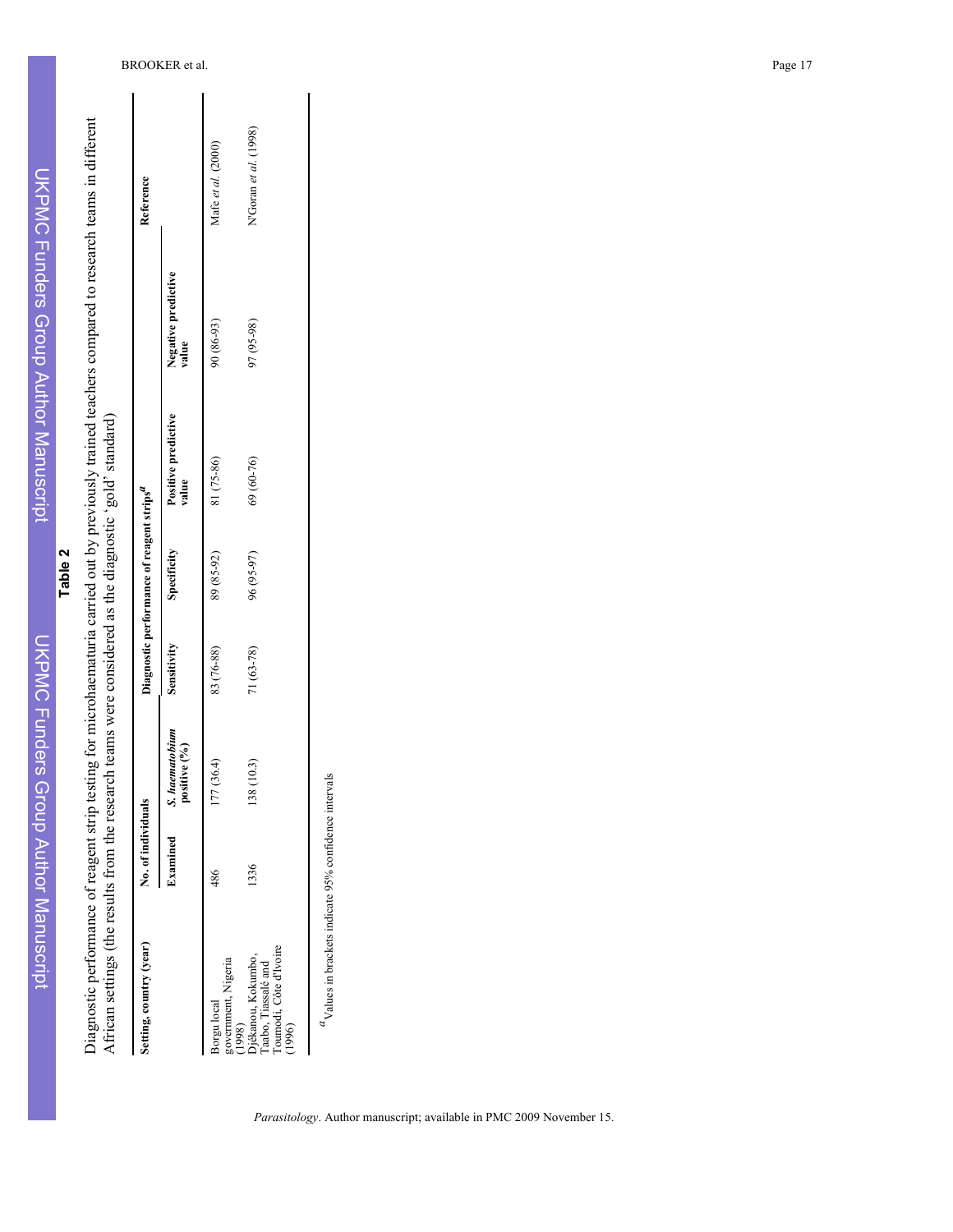**Table 2**

Diagnostic performance of reagent strip testing for microhaematuria carried out by previously trained teachers compared to research teams in different African settings (the results from the research teams were considered as the diagnostic 'gold' standard)

| Setting, country (year) | No. of individuals | | Diagnostic performance of reagent strips[a] | | | | Reference |
|---|---|---|---|---|---|---|---|
| | Examined | *S. haematobium* positive (%) | Sensitivity | Specificity | Positive predictive value | Negative predictive value | |
| Borgu local government, Nigeria (1998) | 486 | 177 (36.4) | 83 (76-88) | 89 (85-92) | 81 (75-86) | 90 (86-93) | Mafe *et al.* (2000) |
| Djékanou, Kokumbo, Taabo, Tiassalé and Toumodi, Côte d'Ivoire (1996) | 1336 | 138 (10.3) | 71 (63-78) | 96 (95-97) | 69 (60-76) | 97 (95-98) | N'Goran *et al.* (1998) |

[a] Values in brackets indicate 95% confidence intervals